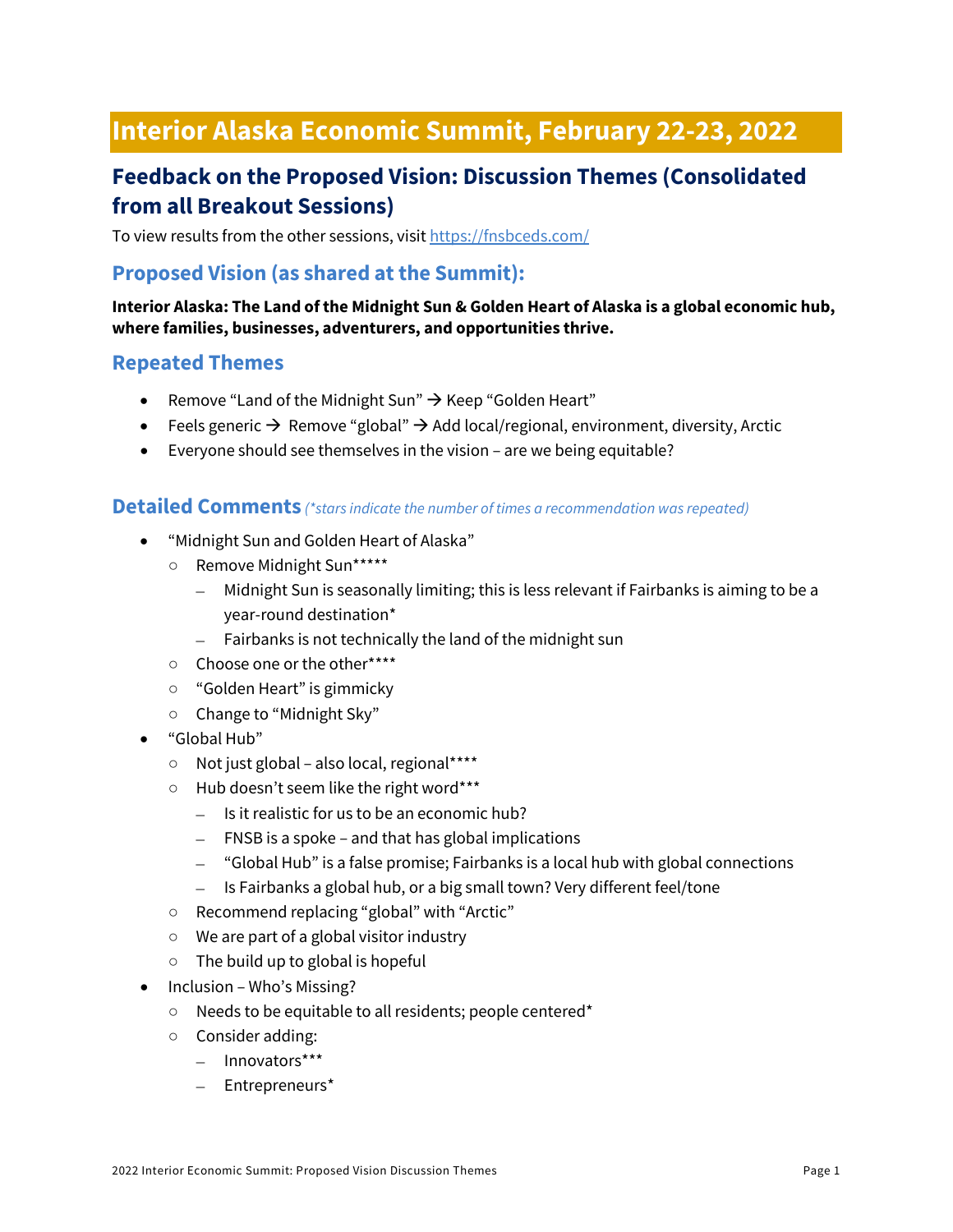# Interior Alaska Economic Summit, February 22-23, 2022

## Feedback on the Proposed Vision: Discussion Themes (Consolidated from all Breakout Sessions)

To view results from the other sessions, visit [https://fnsbceds.com/](https://fnsbceds.com/)

### Proposed Vision (as shared at the Summit):

**Interior Alaska: The Land of the Midnight Sun & Golden Heart of Alaska is a global economic hub, where families, businesses, adventurers, and opportunities thrive.**

### Repeated Themes

- Remove "Land of the Midnight Sun" → Keep "Golden Heart"
- Feels generic → Remove "global" → Add local/regional, environment, diversity, Arctic
- Everyone should see themselves in the vision – are we being equitable?

### Detailed Comments *(*stars indicate the number of times a recommendation was repeated)*

- "Midnight Sun and Golden Heart of Alaska"
  - Remove Midnight Sun*****
    - Midnight Sun is seasonally limiting; this is less relevant if Fairbanks is aiming to be a year-round destination*
    - Fairbanks is not technically the land of the midnight sun
  - Choose one or the other****
  - "Golden Heart" is gimmicky
  - Change to "Midnight Sky"
- "Global Hub"
  - Not just global – also local, regional****
  - Hub doesn't seem like the right word***
    - Is it realistic for us to be an economic hub?
    - FNSB is a spoke – and that has global implications
    - "Global Hub" is a false promise; Fairbanks is a local hub with global connections
    - Is Fairbanks a global hub, or a big small town? Very different feel/tone
  - Recommend replacing "global" with "Arctic"
  - We are part of a global visitor industry
  - The build up to global is hopeful
- Inclusion – Who's Missing?
  - Needs to be equitable to all residents; people centered*
  - Consider adding:
    - Innovators***
    - Entrepreneurs*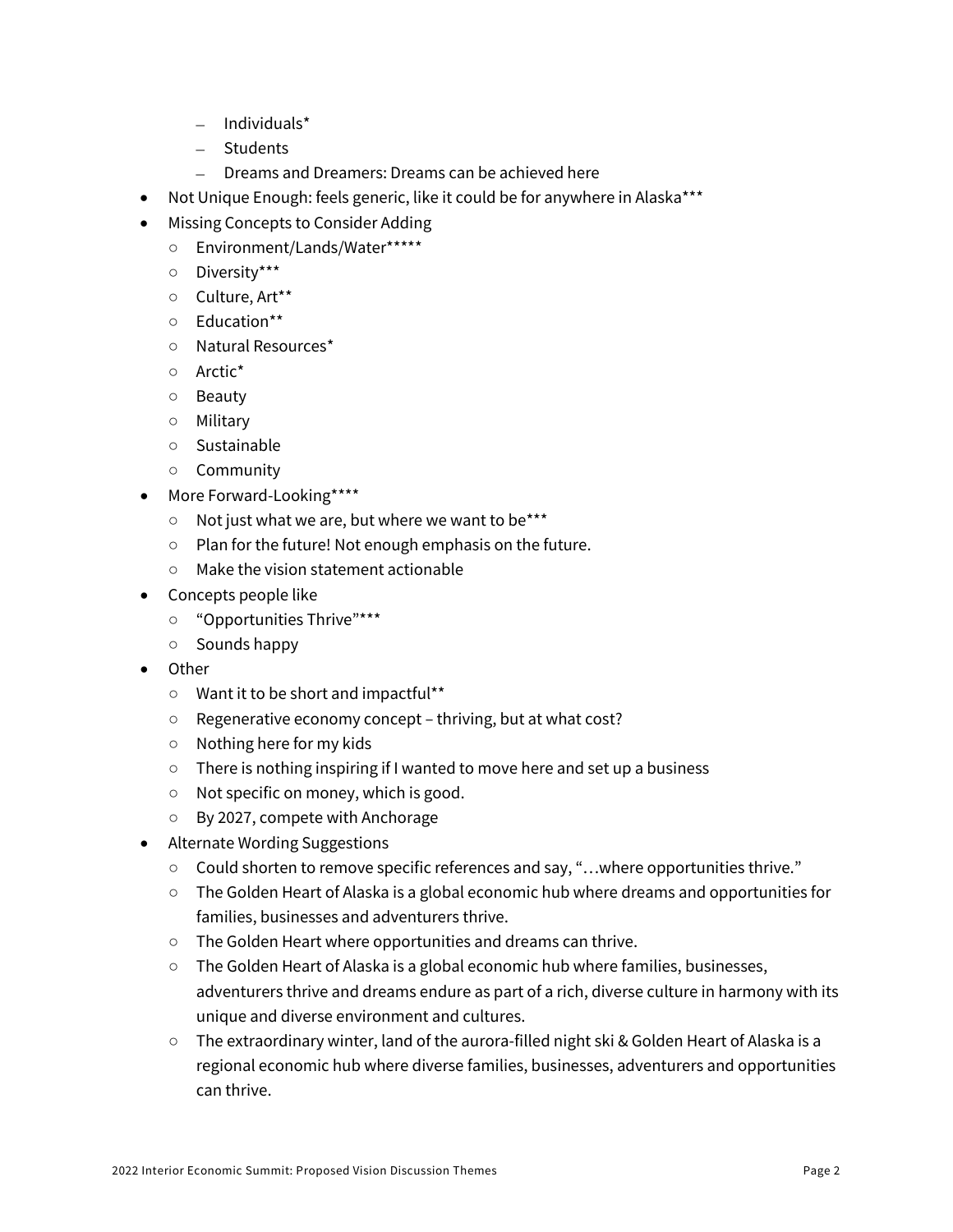- Individuals*
    - Students
    - Dreams and Dreamers: Dreams can be achieved here
- Not Unique Enough: feels generic, like it could be for anywhere in Alaska***
- Missing Concepts to Consider Adding
    - Environment/Lands/Water*****
    - Diversity***
    - Culture, Art**
    - Education**
    - Natural Resources*
    - Arctic*
    - Beauty
    - Military
    - Sustainable
    - Community
- More Forward-Looking****
    - Not just what we are, but where we want to be***
    - Plan for the future! Not enough emphasis on the future.
    - Make the vision statement actionable
- Concepts people like
    - "Opportunities Thrive"***
    - Sounds happy
- Other
    - Want it to be short and impactful**
    - Regenerative economy concept – thriving, but at what cost?
    - Nothing here for my kids
    - There is nothing inspiring if I wanted to move here and set up a business
    - Not specific on money, which is good.
    - By 2027, compete with Anchorage
- Alternate Wording Suggestions
    - Could shorten to remove specific references and say, "…where opportunities thrive."
    - The Golden Heart of Alaska is a global economic hub where dreams and opportunities for families, businesses and adventurers thrive.
    - The Golden Heart where opportunities and dreams can thrive.
    - The Golden Heart of Alaska is a global economic hub where families, businesses, adventurers thrive and dreams endure as part of a rich, diverse culture in harmony with its unique and diverse environment and cultures.
    - The extraordinary winter, land of the aurora-filled night ski & Golden Heart of Alaska is a regional economic hub where diverse families, businesses, adventurers and opportunities can thrive.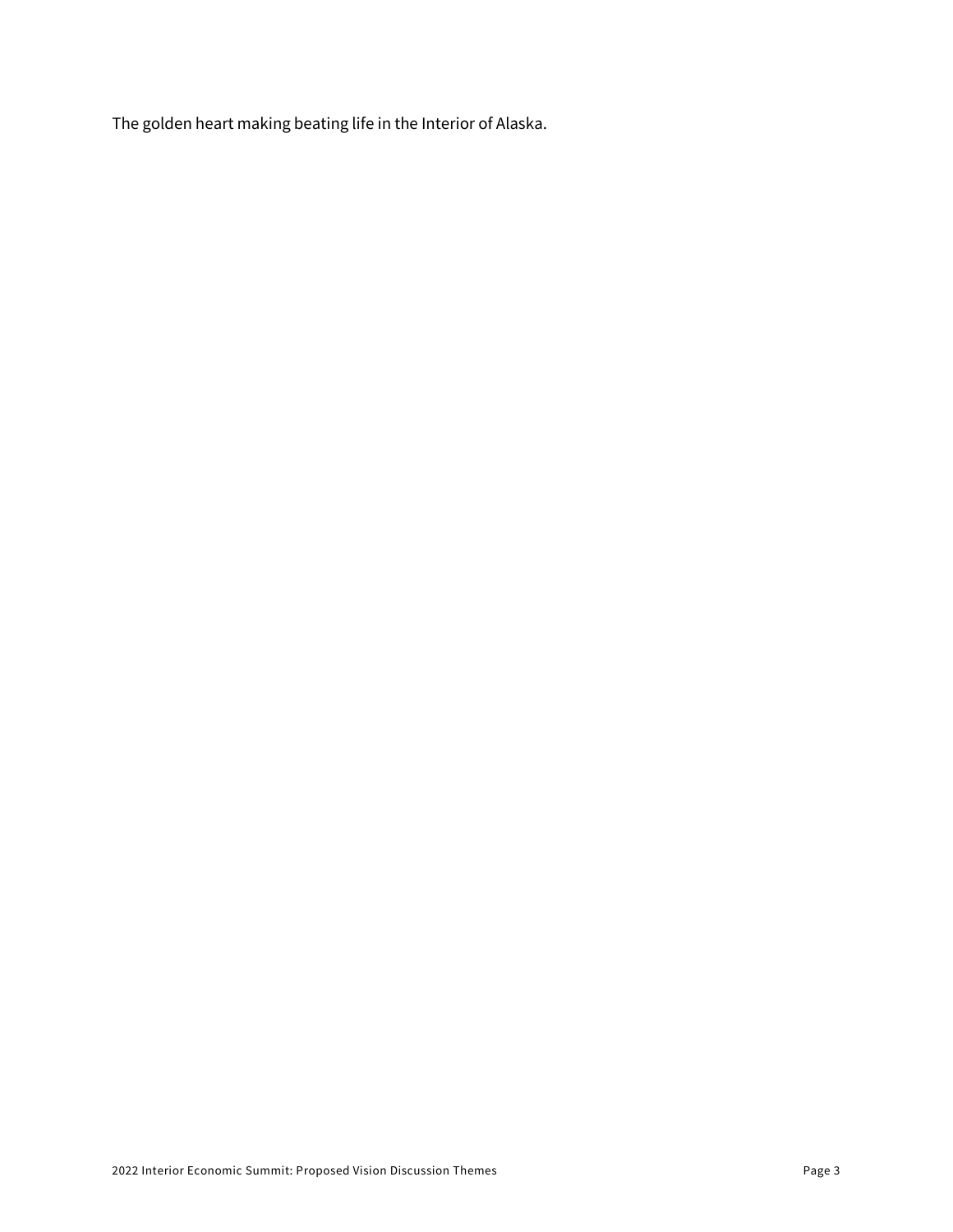The golden heart making beating life in the Interior of Alaska.